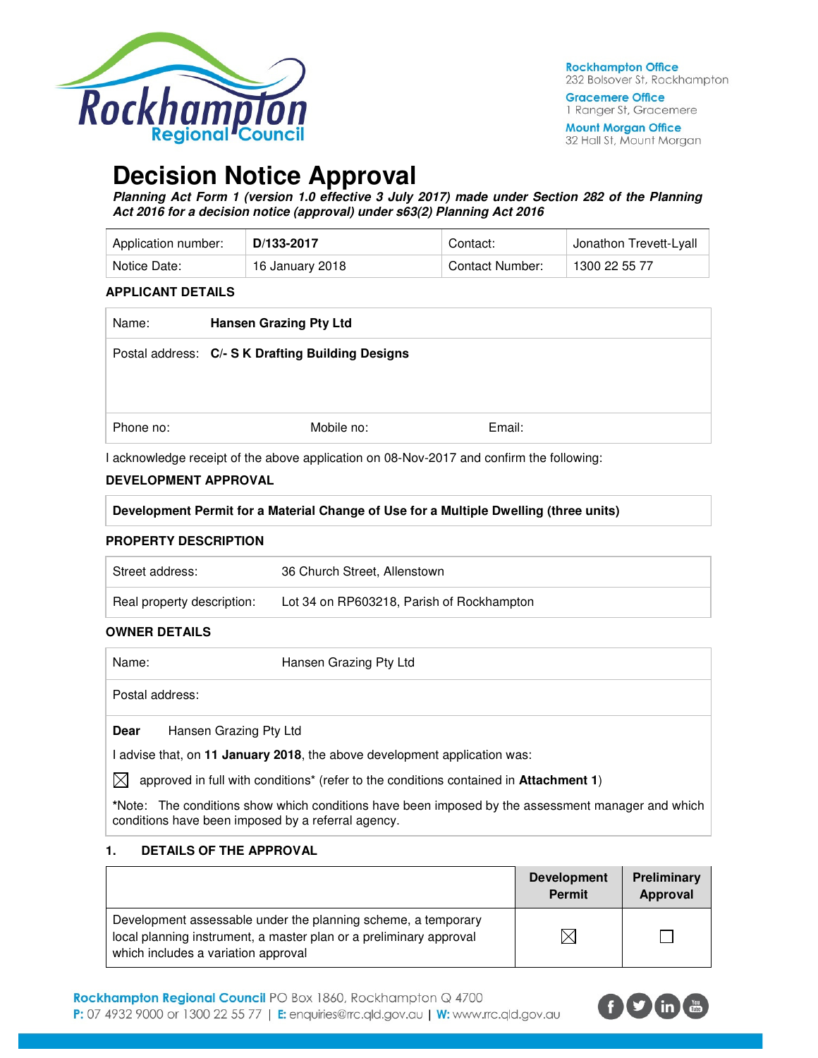Rockhampton Regional Council

**Rockhampton Office**
232 Bolsover St, Rockhampton

**Gracemere Office**
1 Ranger St, Gracemere

**Mount Morgan Office**
32 Hall St, Mount Morgan

# Decision Notice Approval

***Planning Act Form 1 (version 1.0 effective 3 July 2017) made under Section 282 of the Planning Act 2016 for a decision notice (approval) under s63(2) Planning Act 2016***

| Application number: | **D/133-2017** | Contact: | Jonathon Trevett-Lyall |
|---|---|---|---|
| Notice Date: | 16 January 2018 | Contact Number: | 1300 22 55 77 |

### APPLICANT DETAILS

| Name: | **Hansen Grazing Pty Ltd** | |
|---|---|---|
| Postal address: | **C/- S K Drafting Building Designs** | |
| Phone no: | Mobile no: | Email: |

I acknowledge receipt of the above application on 08-Nov-2017 and confirm the following:

### DEVELOPMENT APPROVAL

**Development Permit for a Material Change of Use for a Multiple Dwelling (three units)**

### PROPERTY DESCRIPTION

| Street address: | 36 Church Street, Allenstown |
|---|---|
| Real property description: | Lot 34 on RP603218, Parish of Rockhampton |

### OWNER DETAILS

| Name: | Hansen Grazing Pty Ltd |
|---|---|
| Postal address: | |

**Dear** Hansen Grazing Pty Ltd

I advise that, on **11 January 2018**, the above development application was:

☒ approved in full with conditions* (refer to the conditions contained in **Attachment 1**)

***Note:** The conditions show which conditions have been imposed by the assessment manager and which conditions have been imposed by a referral agency.

### 1. DETAILS OF THE APPROVAL

| | Development Permit | Preliminary Approval |
|---|---|---|
| Development assessable under the planning scheme, a temporary local planning instrument, a master plan or a preliminary approval which includes a variation approval | ☒ | ☐ |

**Rockhampton Regional Council** PO Box 1860, Rockhampton Q 4700
**P:** 07 4932 9000 or 1300 22 55 77 | **E:** enquiries@rrc.qld.gov.au | **W:** www.rrc.qld.gov.au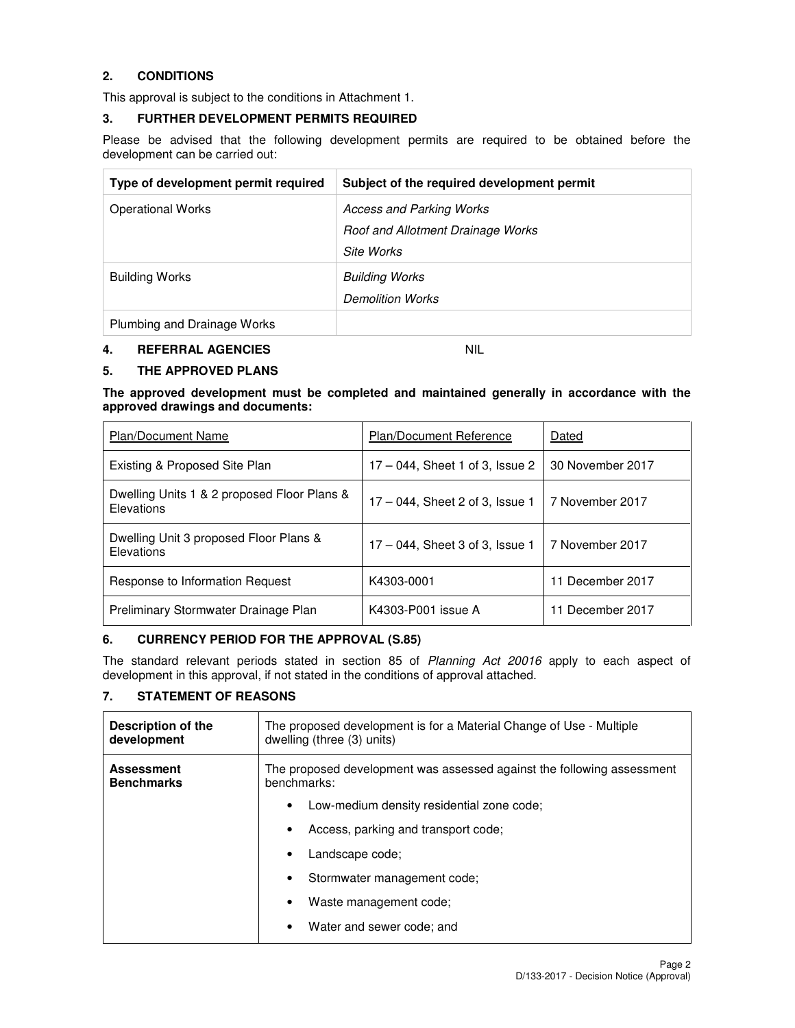## 2. CONDITIONS

This approval is subject to the conditions in Attachment 1.

## 3. FURTHER DEVELOPMENT PERMITS REQUIRED

Please be advised that the following development permits are required to be obtained before the development can be carried out:

| Type of development permit required | Subject of the required development permit |
|---|---|
| Operational Works | *Access and Parking Works*<br>*Roof and Allotment Drainage Works*<br>*Site Works* |
| Building Works | *Building Works*<br>*Demolition Works* |
| Plumbing and Drainage Works | |

## 4. REFERRAL AGENCIES NIL

## 5. THE APPROVED PLANS

**The approved development must be completed and maintained generally in accordance with the approved drawings and documents:**

| Plan/Document Name | Plan/Document Reference | Dated |
|---|---|---|
| Existing & Proposed Site Plan | 17 – 044, Sheet 1 of 3, Issue 2 | 30 November 2017 |
| Dwelling Units 1 & 2 proposed Floor Plans & Elevations | 17 – 044, Sheet 2 of 3, Issue 1 | 7 November 2017 |
| Dwelling Unit 3 proposed Floor Plans & Elevations | 17 – 044, Sheet 3 of 3, Issue 1 | 7 November 2017 |
| Response to Information Request | K4303-0001 | 11 December 2017 |
| Preliminary Stormwater Drainage Plan | K4303-P001 issue A | 11 December 2017 |

## 6. CURRENCY PERIOD FOR THE APPROVAL (S.85)

The standard relevant periods stated in section 85 of *Planning Act 20016* apply to each aspect of development in this approval, if not stated in the conditions of approval attached.

## 7. STATEMENT OF REASONS

| **Description of the development** | The proposed development is for a Material Change of Use - Multiple dwelling (three (3) units) |
|---|---|
| **Assessment Benchmarks** | The proposed development was assessed against the following assessment benchmarks:<br>• Low-medium density residential zone code;<br>• Access, parking and transport code;<br>• Landscape code;<br>• Stormwater management code;<br>• Waste management code;<br>• Water and sewer code; and |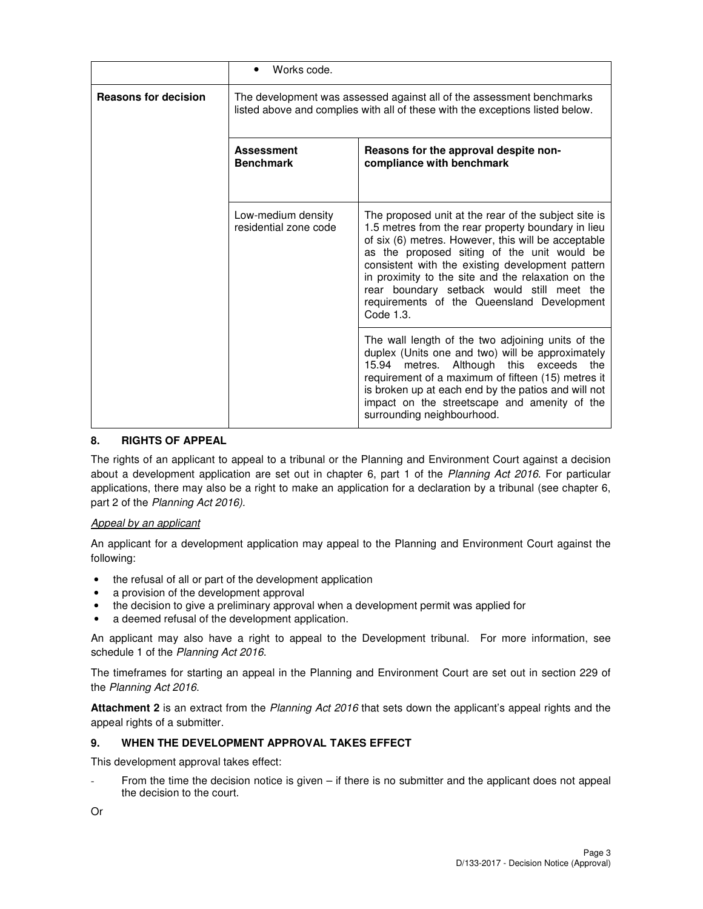| | |
|---|---|
| | • Works code. |
| **Reasons for decision** | The development was assessed against all of the assessment benchmarks listed above and complies with all of these with the exceptions listed below. |

| **Assessment Benchmark** | **Reasons for the approval despite non-compliance with benchmark** |
|---|---|
| Low-medium density residential zone code | The proposed unit at the rear of the subject site is 1.5 metres from the rear property boundary in lieu of six (6) metres. However, this will be acceptable as the proposed siting of the unit would be consistent with the existing development pattern in proximity to the site and the relaxation on the rear boundary setback would still meet the requirements of the Queensland Development Code 1.3. |
| | The wall length of the two adjoining units of the duplex (Units one and two) will be approximately 15.94 metres. Although this exceeds the requirement of a maximum of fifteen (15) metres it is broken up at each end by the patios and will not impact on the streetscape and amenity of the surrounding neighbourhood. |

## 8. RIGHTS OF APPEAL

The rights of an applicant to appeal to a tribunal or the Planning and Environment Court against a decision about a development application are set out in chapter 6, part 1 of the *Planning Act 2016*. For particular applications, there may also be a right to make an application for a declaration by a tribunal (see chapter 6, part 2 of the *Planning Act 2016).*

*Appeal by an applicant*

An applicant for a development application may appeal to the Planning and Environment Court against the following:

- the refusal of all or part of the development application
- a provision of the development approval
- the decision to give a preliminary approval when a development permit was applied for
- a deemed refusal of the development application.

An applicant may also have a right to appeal to the Development tribunal. For more information, see schedule 1 of the *Planning Act 2016*.

The timeframes for starting an appeal in the Planning and Environment Court are set out in section 229 of the *Planning Act 2016*.

**Attachment 2** is an extract from the *Planning Act 2016* that sets down the applicant's appeal rights and the appeal rights of a submitter.

## 9. WHEN THE DEVELOPMENT APPROVAL TAKES EFFECT

This development approval takes effect:

- From the time the decision notice is given – if there is no submitter and the applicant does not appeal the decision to the court.

Or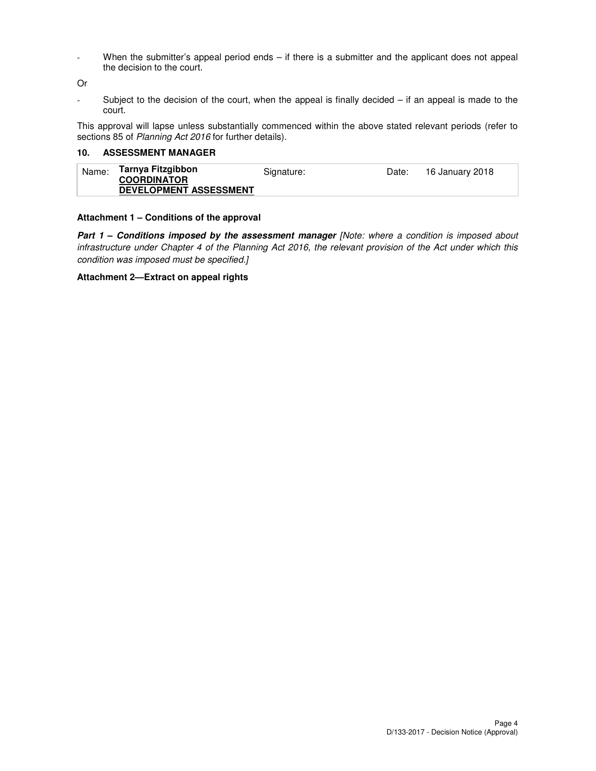- When the submitter's appeal period ends – if there is a submitter and the applicant does not appeal the decision to the court.

Or

- Subject to the decision of the court, when the appeal is finally decided – if an appeal is made to the court.

This approval will lapse unless substantially commenced within the above stated relevant periods (refer to sections 85 of *Planning Act 2016* for further details).

### 10. ASSESSMENT MANAGER

| Name: | **Tarnya Fitzgibbon** **COORDINATOR DEVELOPMENT ASSESSMENT** | Signature: | Date: | 16 January 2018 |
|---|---|---|---|---|

**Attachment 1 – Conditions of the approval**

***Part 1 – Conditions imposed by the assessment manager*** *[Note: where a condition is imposed about infrastructure under Chapter 4 of the Planning Act 2016, the relevant provision of the Act under which this condition was imposed must be specified.]*

**Attachment 2—Extract on appeal rights**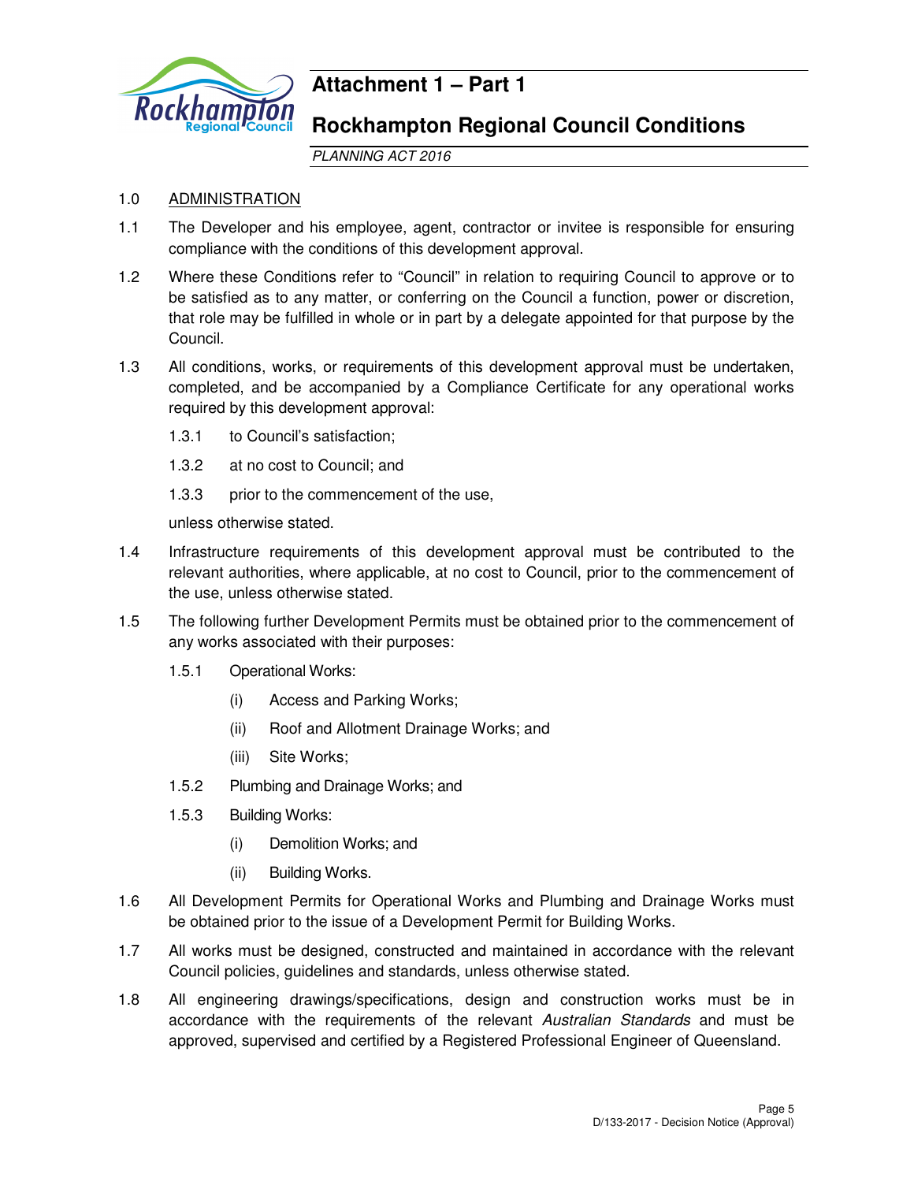# Attachment 1 – Part 1

## Rockhampton Regional Council Conditions

*PLANNING ACT 2016*

1.0 ADMINISTRATION

1.1 The Developer and his employee, agent, contractor or invitee is responsible for ensuring compliance with the conditions of this development approval.

1.2 Where these Conditions refer to "Council" in relation to requiring Council to approve or to be satisfied as to any matter, or conferring on the Council a function, power or discretion, that role may be fulfilled in whole or in part by a delegate appointed for that purpose by the Council.

1.3 All conditions, works, or requirements of this development approval must be undertaken, completed, and be accompanied by a Compliance Certificate for any operational works required by this development approval:

  1.3.1 to Council's satisfaction;

  1.3.2 at no cost to Council; and

  1.3.3 prior to the commencement of the use,

  unless otherwise stated.

1.4 Infrastructure requirements of this development approval must be contributed to the relevant authorities, where applicable, at no cost to Council, prior to the commencement of the use, unless otherwise stated.

1.5 The following further Development Permits must be obtained prior to the commencement of any works associated with their purposes:

  1.5.1 Operational Works:

    (i) Access and Parking Works;

    (ii) Roof and Allotment Drainage Works; and

    (iii) Site Works;

  1.5.2 Plumbing and Drainage Works; and

  1.5.3 Building Works:

    (i) Demolition Works; and

    (ii) Building Works.

1.6 All Development Permits for Operational Works and Plumbing and Drainage Works must be obtained prior to the issue of a Development Permit for Building Works.

1.7 All works must be designed, constructed and maintained in accordance with the relevant Council policies, guidelines and standards, unless otherwise stated.

1.8 All engineering drawings/specifications, design and construction works must be in accordance with the requirements of the relevant *Australian Standards* and must be approved, supervised and certified by a Registered Professional Engineer of Queensland.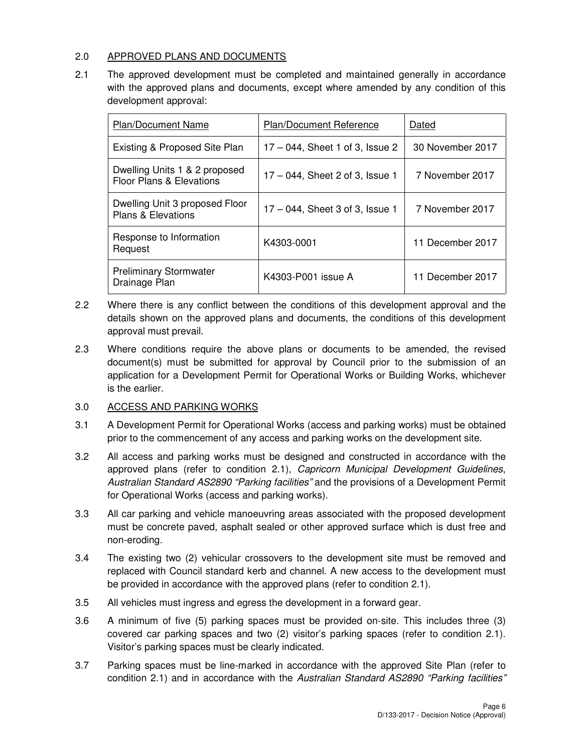## 2.0 APPROVED PLANS AND DOCUMENTS

2.1 The approved development must be completed and maintained generally in accordance with the approved plans and documents, except where amended by any condition of this development approval:

| Plan/Document Name | Plan/Document Reference | Dated |
|---|---|---|
| Existing & Proposed Site Plan | 17 – 044, Sheet 1 of 3, Issue 2 | 30 November 2017 |
| Dwelling Units 1 & 2 proposed Floor Plans & Elevations | 17 – 044, Sheet 2 of 3, Issue 1 | 7 November 2017 |
| Dwelling Unit 3 proposed Floor Plans & Elevations | 17 – 044, Sheet 3 of 3, Issue 1 | 7 November 2017 |
| Response to Information Request | K4303-0001 | 11 December 2017 |
| Preliminary Stormwater Drainage Plan | K4303-P001 issue A | 11 December 2017 |

2.2 Where there is any conflict between the conditions of this development approval and the details shown on the approved plans and documents, the conditions of this development approval must prevail.

2.3 Where conditions require the above plans or documents to be amended, the revised document(s) must be submitted for approval by Council prior to the submission of an application for a Development Permit for Operational Works or Building Works, whichever is the earlier.

## 3.0 ACCESS AND PARKING WORKS

3.1 A Development Permit for Operational Works (access and parking works) must be obtained prior to the commencement of any access and parking works on the development site.

3.2 All access and parking works must be designed and constructed in accordance with the approved plans (refer to condition 2.1), *Capricorn Municipal Development Guidelines*, *Australian Standard AS2890 "Parking facilities"* and the provisions of a Development Permit for Operational Works (access and parking works).

3.3 All car parking and vehicle manoeuvring areas associated with the proposed development must be concrete paved, asphalt sealed or other approved surface which is dust free and non-eroding.

3.4 The existing two (2) vehicular crossovers to the development site must be removed and replaced with Council standard kerb and channel. A new access to the development must be provided in accordance with the approved plans (refer to condition 2.1).

3.5 All vehicles must ingress and egress the development in a forward gear.

3.6 A minimum of five (5) parking spaces must be provided on-site. This includes three (3) covered car parking spaces and two (2) visitor's parking spaces (refer to condition 2.1). Visitor's parking spaces must be clearly indicated.

3.7 Parking spaces must be line-marked in accordance with the approved Site Plan (refer to condition 2.1) and in accordance with the *Australian Standard AS2890 "Parking facilities"*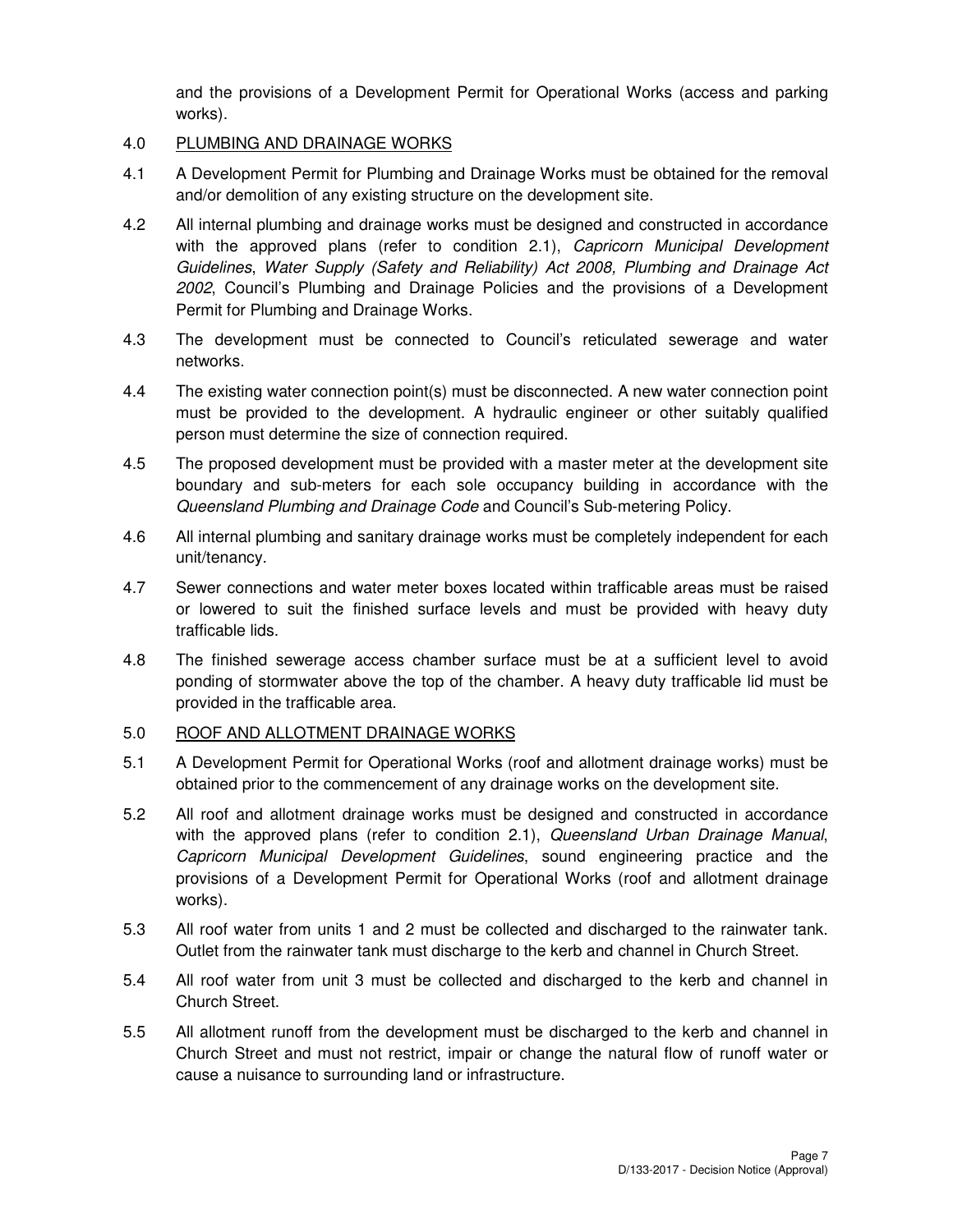and the provisions of a Development Permit for Operational Works (access and parking works).

4.0 <u>PLUMBING AND DRAINAGE WORKS</u>

4.1 A Development Permit for Plumbing and Drainage Works must be obtained for the removal and/or demolition of any existing structure on the development site.

4.2 All internal plumbing and drainage works must be designed and constructed in accordance with the approved plans (refer to condition 2.1), *Capricorn Municipal Development Guidelines*, *Water Supply (Safety and Reliability) Act 2008, Plumbing and Drainage Act 2002*, Council's Plumbing and Drainage Policies and the provisions of a Development Permit for Plumbing and Drainage Works.

4.3 The development must be connected to Council's reticulated sewerage and water networks.

4.4 The existing water connection point(s) must be disconnected. A new water connection point must be provided to the development. A hydraulic engineer or other suitably qualified person must determine the size of connection required.

4.5 The proposed development must be provided with a master meter at the development site boundary and sub-meters for each sole occupancy building in accordance with the *Queensland Plumbing and Drainage Code* and Council's Sub-metering Policy.

4.6 All internal plumbing and sanitary drainage works must be completely independent for each unit/tenancy.

4.7 Sewer connections and water meter boxes located within trafficable areas must be raised or lowered to suit the finished surface levels and must be provided with heavy duty trafficable lids.

4.8 The finished sewerage access chamber surface must be at a sufficient level to avoid ponding of stormwater above the top of the chamber. A heavy duty trafficable lid must be provided in the trafficable area.

5.0 <u>ROOF AND ALLOTMENT DRAINAGE WORKS</u>

5.1 A Development Permit for Operational Works (roof and allotment drainage works) must be obtained prior to the commencement of any drainage works on the development site.

5.2 All roof and allotment drainage works must be designed and constructed in accordance with the approved plans (refer to condition 2.1), *Queensland Urban Drainage Manual*, *Capricorn Municipal Development Guidelines*, sound engineering practice and the provisions of a Development Permit for Operational Works (roof and allotment drainage works).

5.3 All roof water from units 1 and 2 must be collected and discharged to the rainwater tank. Outlet from the rainwater tank must discharge to the kerb and channel in Church Street.

5.4 All roof water from unit 3 must be collected and discharged to the kerb and channel in Church Street.

5.5 All allotment runoff from the development must be discharged to the kerb and channel in Church Street and must not restrict, impair or change the natural flow of runoff water or cause a nuisance to surrounding land or infrastructure.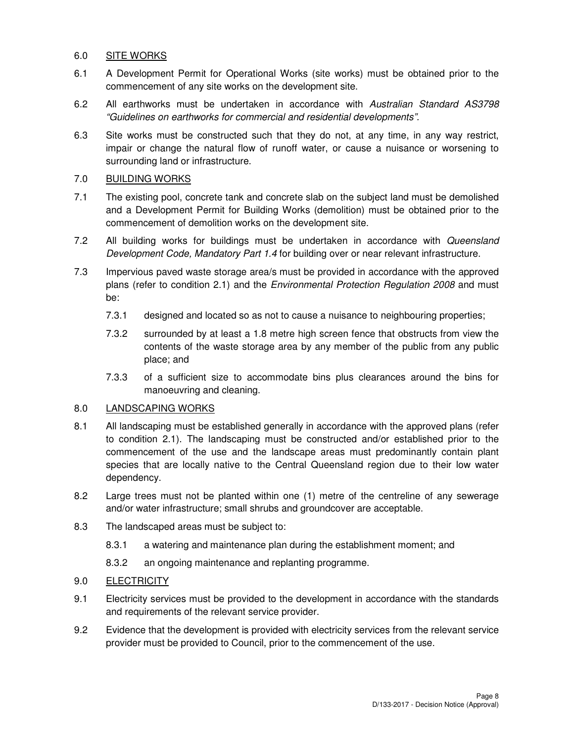## 6.0 SITE WORKS

6.1 A Development Permit for Operational Works (site works) must be obtained prior to the commencement of any site works on the development site.

6.2 All earthworks must be undertaken in accordance with *Australian Standard AS3798 "Guidelines on earthworks for commercial and residential developments".*

6.3 Site works must be constructed such that they do not, at any time, in any way restrict, impair or change the natural flow of runoff water, or cause a nuisance or worsening to surrounding land or infrastructure.

## 7.0 BUILDING WORKS

7.1 The existing pool, concrete tank and concrete slab on the subject land must be demolished and a Development Permit for Building Works (demolition) must be obtained prior to the commencement of demolition works on the development site.

7.2 All building works for buildings must be undertaken in accordance with *Queensland Development Code, Mandatory Part 1.4* for building over or near relevant infrastructure.

7.3 Impervious paved waste storage area/s must be provided in accordance with the approved plans (refer to condition 2.1) and the *Environmental Protection Regulation 2008* and must be:

7.3.1 designed and located so as not to cause a nuisance to neighbouring properties;

7.3.2 surrounded by at least a 1.8 metre high screen fence that obstructs from view the contents of the waste storage area by any member of the public from any public place; and

7.3.3 of a sufficient size to accommodate bins plus clearances around the bins for manoeuvring and cleaning.

## 8.0 LANDSCAPING WORKS

8.1 All landscaping must be established generally in accordance with the approved plans (refer to condition 2.1). The landscaping must be constructed and/or established prior to the commencement of the use and the landscape areas must predominantly contain plant species that are locally native to the Central Queensland region due to their low water dependency.

8.2 Large trees must not be planted within one (1) metre of the centreline of any sewerage and/or water infrastructure; small shrubs and groundcover are acceptable.

8.3 The landscaped areas must be subject to:

8.3.1 a watering and maintenance plan during the establishment moment; and

8.3.2 an ongoing maintenance and replanting programme.

## 9.0 ELECTRICITY

9.1 Electricity services must be provided to the development in accordance with the standards and requirements of the relevant service provider.

9.2 Evidence that the development is provided with electricity services from the relevant service provider must be provided to Council, prior to the commencement of the use.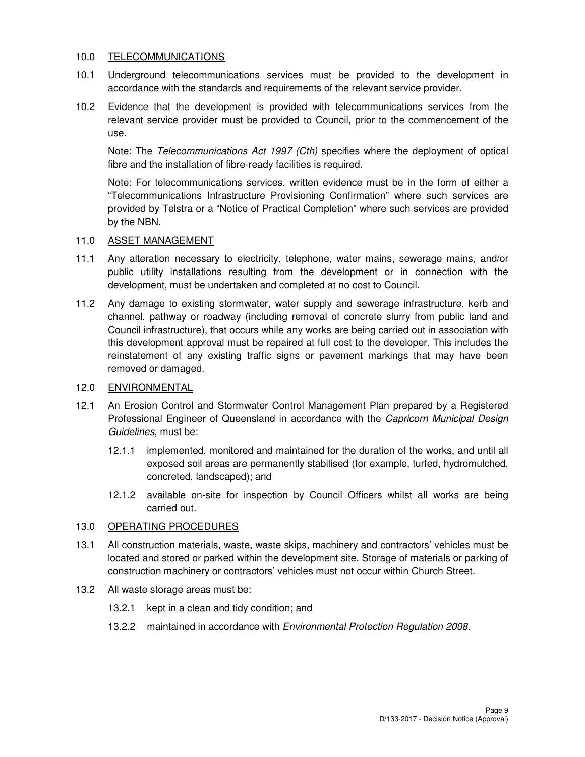## 10.0 TELECOMMUNICATIONS

10.1 Underground telecommunications services must be provided to the development in accordance with the standards and requirements of the relevant service provider.

10.2 Evidence that the development is provided with telecommunications services from the relevant service provider must be provided to Council, prior to the commencement of the use.

Note: The *Telecommunications Act 1997 (Cth)* specifies where the deployment of optical fibre and the installation of fibre-ready facilities is required.

Note: For telecommunications services, written evidence must be in the form of either a "Telecommunications Infrastructure Provisioning Confirmation" where such services are provided by Telstra or a "Notice of Practical Completion" where such services are provided by the NBN.

## 11.0 ASSET MANAGEMENT

11.1 Any alteration necessary to electricity, telephone, water mains, sewerage mains, and/or public utility installations resulting from the development or in connection with the development, must be undertaken and completed at no cost to Council.

11.2 Any damage to existing stormwater, water supply and sewerage infrastructure, kerb and channel, pathway or roadway (including removal of concrete slurry from public land and Council infrastructure), that occurs while any works are being carried out in association with this development approval must be repaired at full cost to the developer. This includes the reinstatement of any existing traffic signs or pavement markings that may have been removed or damaged.

## 12.0 ENVIRONMENTAL

12.1 An Erosion Control and Stormwater Control Management Plan prepared by a Registered Professional Engineer of Queensland in accordance with the *Capricorn Municipal Design Guidelines*, must be:

- 12.1.1 implemented, monitored and maintained for the duration of the works, and until all exposed soil areas are permanently stabilised (for example, turfed, hydromulched, concreted, landscaped); and
- 12.1.2 available on-site for inspection by Council Officers whilst all works are being carried out.

## 13.0 OPERATING PROCEDURES

13.1 All construction materials, waste, waste skips, machinery and contractors' vehicles must be located and stored or parked within the development site. Storage of materials or parking of construction machinery or contractors' vehicles must not occur within Church Street.

13.2 All waste storage areas must be:

- 13.2.1 kept in a clean and tidy condition; and
- 13.2.2 maintained in accordance with *Environmental Protection Regulation 2008*.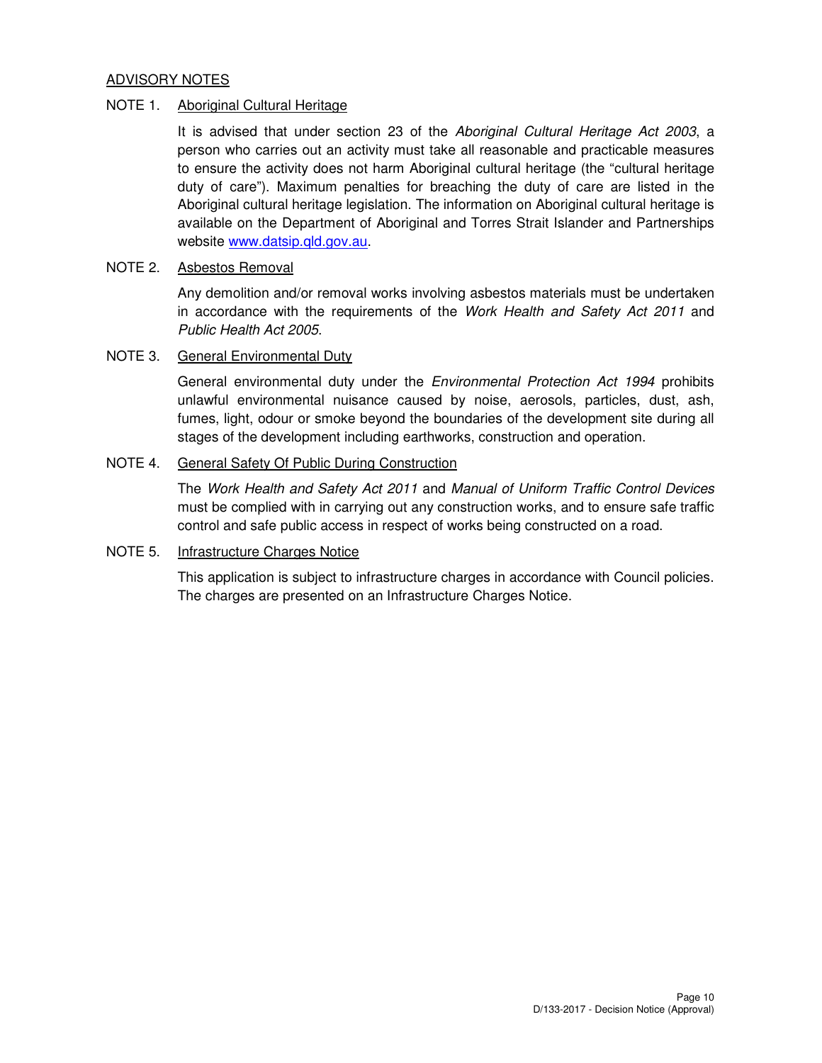## ADVISORY NOTES

### NOTE 1. Aboriginal Cultural Heritage

It is advised that under section 23 of the *Aboriginal Cultural Heritage Act 2003*, a person who carries out an activity must take all reasonable and practicable measures to ensure the activity does not harm Aboriginal cultural heritage (the "cultural heritage duty of care"). Maximum penalties for breaching the duty of care are listed in the Aboriginal cultural heritage legislation. The information on Aboriginal cultural heritage is available on the Department of Aboriginal and Torres Strait Islander and Partnerships website www.datsip.qld.gov.au.

### NOTE 2. Asbestos Removal

Any demolition and/or removal works involving asbestos materials must be undertaken in accordance with the requirements of the *Work Health and Safety Act 2011* and *Public Health Act 2005*.

### NOTE 3. General Environmental Duty

General environmental duty under the *Environmental Protection Act 1994* prohibits unlawful environmental nuisance caused by noise, aerosols, particles, dust, ash, fumes, light, odour or smoke beyond the boundaries of the development site during all stages of the development including earthworks, construction and operation.

### NOTE 4. General Safety Of Public During Construction

The *Work Health and Safety Act 2011* and *Manual of Uniform Traffic Control Devices* must be complied with in carrying out any construction works, and to ensure safe traffic control and safe public access in respect of works being constructed on a road.

### NOTE 5. Infrastructure Charges Notice

This application is subject to infrastructure charges in accordance with Council policies. The charges are presented on an Infrastructure Charges Notice.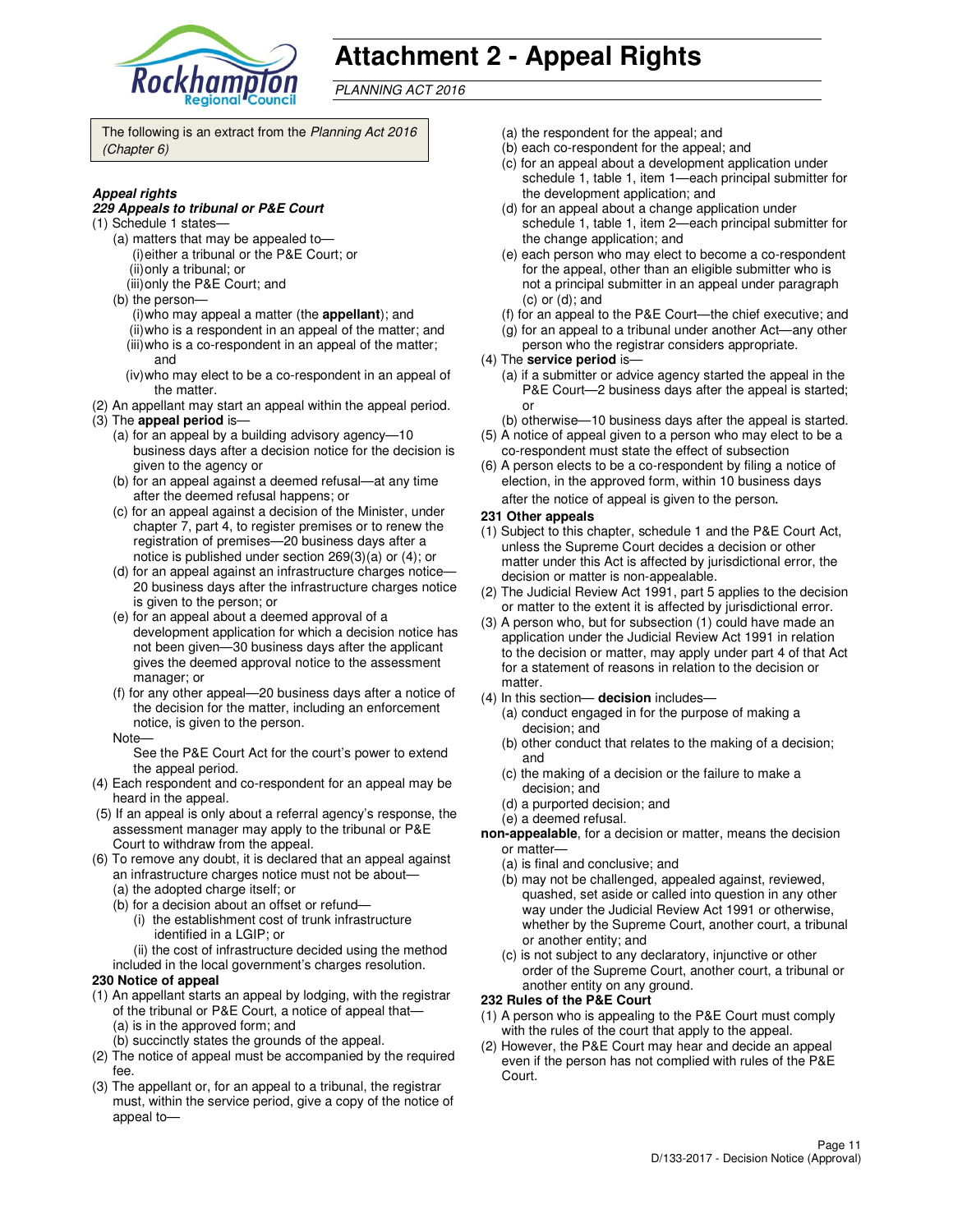# Attachment 2 - Appeal Rights

*PLANNING ACT 2016*

The following is an extract from the *Planning Act 2016 (Chapter 6)*

***Appeal rights***

***229 Appeals to tribunal or P&E Court***

(1) Schedule 1 states—
- (a) matters that may be appealed to—
  - (i) either a tribunal or the P&E Court; or
  - (ii) only a tribunal; or
  - (iii) only the P&E Court; and
- (b) the person—
  - (i) who may appeal a matter (the **appellant**); and
  - (ii) who is a respondent in an appeal of the matter; and
  - (iii) who is a co-respondent in an appeal of the matter; and
  - (iv) who may elect to be a co-respondent in an appeal of the matter.

(2) An appellant may start an appeal within the appeal period.

(3) The **appeal period** is—
- (a) for an appeal by a building advisory agency—10 business days after a decision notice for the decision is given to the agency or
- (b) for an appeal against a deemed refusal—at any time after the deemed refusal happens; or
- (c) for an appeal against a decision of the Minister, under chapter 7, part 4, to register premises or to renew the registration of premises—20 business days after a notice is published under section 269(3)(a) or (4); or
- (d) for an appeal against an infrastructure charges notice—20 business days after the infrastructure charges notice is given to the person; or
- (e) for an appeal about a deemed approval of a development application for which a decision notice has not been given—30 business days after the applicant gives the deemed approval notice to the assessment manager; or
- (f) for any other appeal—20 business days after a notice of the decision for the matter, including an enforcement notice, is given to the person.

Note—
See the P&E Court Act for the court's power to extend the appeal period.

(4) Each respondent and co-respondent for an appeal may be heard in the appeal.

(5) If an appeal is only about a referral agency's response, the assessment manager may apply to the tribunal or P&E Court to withdraw from the appeal.

(6) To remove any doubt, it is declared that an appeal against an infrastructure charges notice must not be about—
- (a) the adopted charge itself; or
- (b) for a decision about an offset or refund—
  - (i) the establishment cost of trunk infrastructure identified in a LGIP; or
  - (ii) the cost of infrastructure decided using the method

included in the local government's charges resolution.

**230 Notice of appeal**

(1) An appellant starts an appeal by lodging, with the registrar of the tribunal or P&E Court, a notice of appeal that—
- (a) is in the approved form; and
- (b) succinctly states the grounds of the appeal.

(2) The notice of appeal must be accompanied by the required fee.

(3) The appellant or, for an appeal to a tribunal, the registrar must, within the service period, give a copy of the notice of appeal to—
- (a) the respondent for the appeal; and
- (b) each co-respondent for the appeal; and
- (c) for an appeal about a development application under schedule 1, table 1, item 1—each principal submitter for the development application; and
- (d) for an appeal about a change application under schedule 1, table 1, item 2—each principal submitter for the change application; and
- (e) each person who may elect to become a co-respondent for the appeal, other than an eligible submitter who is not a principal submitter in an appeal under paragraph (c) or (d); and
- (f) for an appeal to the P&E Court—the chief executive; and
- (g) for an appeal to a tribunal under another Act—any other person who the registrar considers appropriate.

(4) The **service period** is—
- (a) if a submitter or advice agency started the appeal in the P&E Court—2 business days after the appeal is started; or
- (b) otherwise—10 business days after the appeal is started.

(5) A notice of appeal given to a person who may elect to be a co-respondent must state the effect of subsection

(6) A person elects to be a co-respondent by filing a notice of election, in the approved form, within 10 business days after the notice of appeal is given to the person.

**231 Other appeals**

(1) Subject to this chapter, schedule 1 and the P&E Court Act, unless the Supreme Court decides a decision or other matter under this Act is affected by jurisdictional error, the decision or matter is non-appealable.

(2) The Judicial Review Act 1991, part 5 applies to the decision or matter to the extent it is affected by jurisdictional error.

(3) A person who, but for subsection (1) could have made an application under the Judicial Review Act 1991 in relation to the decision or matter, may apply under part 4 of that Act for a statement of reasons in relation to the decision or matter.

(4) In this section— **decision** includes—
- (a) conduct engaged in for the purpose of making a decision; and
- (b) other conduct that relates to the making of a decision; and
- (c) the making of a decision or the failure to make a decision; and
- (d) a purported decision; and
- (e) a deemed refusal.

**non-appealable**, for a decision or matter, means the decision or matter—
- (a) is final and conclusive; and
- (b) may not be challenged, appealed against, reviewed, quashed, set aside or called into question in any other way under the Judicial Review Act 1991 or otherwise, whether by the Supreme Court, another court, a tribunal or another entity; and
- (c) is not subject to any declaratory, injunctive or other order of the Supreme Court, another court, a tribunal or another entity on any ground.

**232 Rules of the P&E Court**

(1) A person who is appealing to the P&E Court must comply with the rules of the court that apply to the appeal.

(2) However, the P&E Court may hear and decide an appeal even if the person has not complied with rules of the P&E Court.

D/133-2017 - Decision Notice (Approval)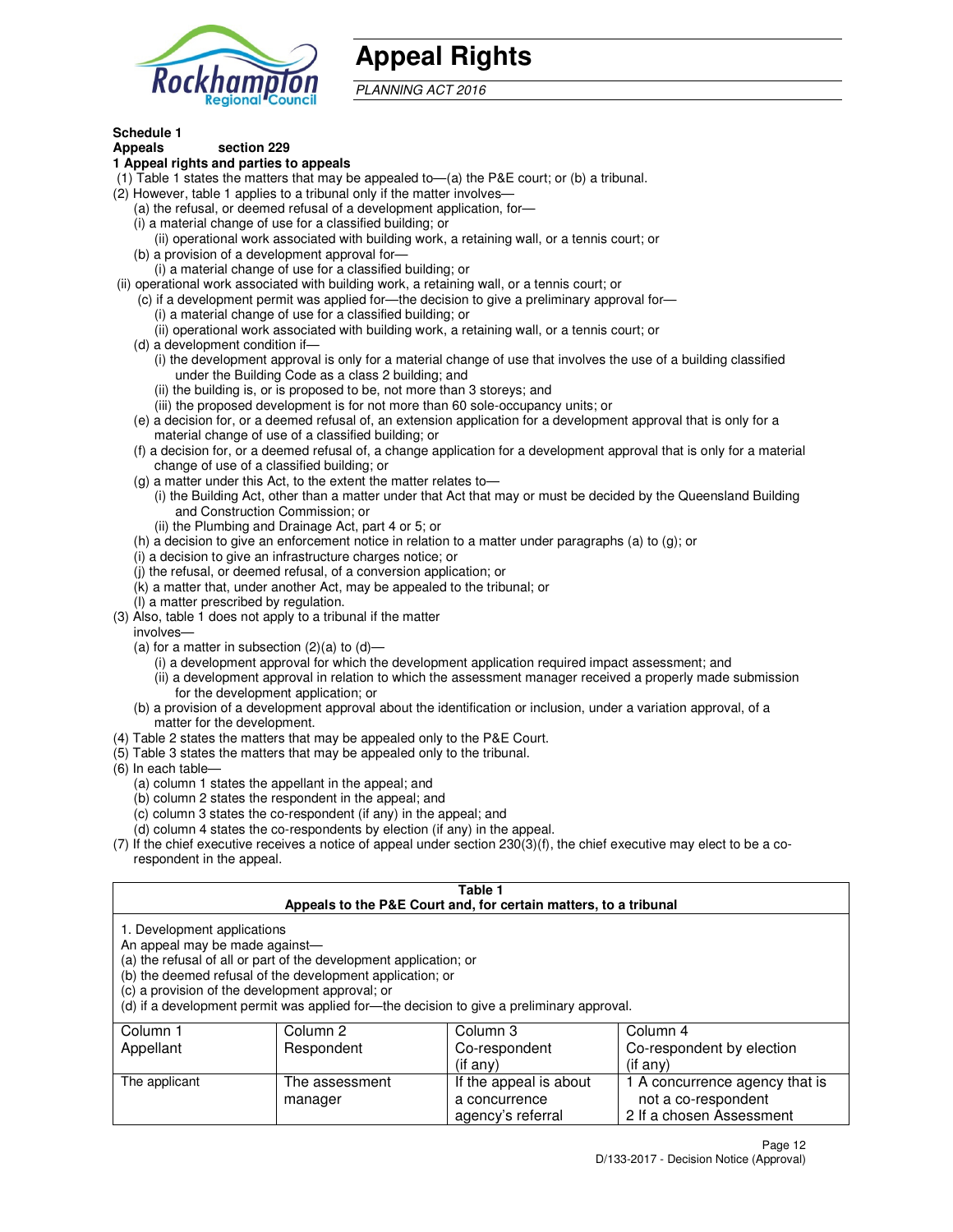# Appeal Rights

*PLANNING ACT 2016*

**Schedule 1**
**Appeals section 229**

**1 Appeal rights and parties to appeals**

(1) Table 1 states the matters that may be appealed to—(a) the P&E court; or (b) a tribunal.

(2) However, table 1 applies to a tribunal only if the matter involves—

(a) the refusal, or deemed refusal of a development application, for—

(i) a material change of use for a classified building; or

(ii) operational work associated with building work, a retaining wall, or a tennis court; or

(b) a provision of a development approval for—

(i) a material change of use for a classified building; or

(ii) operational work associated with building work, a retaining wall, or a tennis court; or

(c) if a development permit was applied for—the decision to give a preliminary approval for—

(i) a material change of use for a classified building; or

(ii) operational work associated with building work, a retaining wall, or a tennis court; or

(d) a development condition if—

(i) the development approval is only for a material change of use that involves the use of a building classified under the Building Code as a class 2 building; and

(ii) the building is, or is proposed to be, not more than 3 storeys; and

(iii) the proposed development is for not more than 60 sole-occupancy units; or

(e) a decision for, or a deemed refusal of, an extension application for a development approval that is only for a material change of use of a classified building; or

(f) a decision for, or a deemed refusal of, a change application for a development approval that is only for a material change of use of a classified building; or

(g) a matter under this Act, to the extent the matter relates to—

(i) the Building Act, other than a matter under that Act that may or must be decided by the Queensland Building and Construction Commission; or

(ii) the Plumbing and Drainage Act, part 4 or 5; or

(h) a decision to give an enforcement notice in relation to a matter under paragraphs (a) to (g); or

(i) a decision to give an infrastructure charges notice; or

(j) the refusal, or deemed refusal, of a conversion application; or

(k) a matter that, under another Act, may be appealed to the tribunal; or

(l) a matter prescribed by regulation.

(3) Also, table 1 does not apply to a tribunal if the matter involves—

(a) for a matter in subsection (2)(a) to (d)—

(i) a development approval for which the development application required impact assessment; and

(ii) a development approval in relation to which the assessment manager received a properly made submission for the development application; or

(b) a provision of a development approval about the identification or inclusion, under a variation approval, of a matter for the development.

(4) Table 2 states the matters that may be appealed only to the P&E Court.

(5) Table 3 states the matters that may be appealed only to the tribunal.

(6) In each table—

(a) column 1 states the appellant in the appeal; and

(b) column 2 states the respondent in the appeal; and

(c) column 3 states the co-respondent (if any) in the appeal; and

(d) column 4 states the co-respondents by election (if any) in the appeal.

(7) If the chief executive receives a notice of appeal under section 230(3)(f), the chief executive may elect to be a co-respondent in the appeal.

**Table 1**
**Appeals to the P&E Court and, for certain matters, to a tribunal**

1. Development applications

An appeal may be made against—

(a) the refusal of all or part of the development application; or

(b) the deemed refusal of the development application; or

(c) a provision of the development approval; or

(d) if a development permit was applied for—the decision to give a preliminary approval.

| Column 1<br>Appellant | Column 2<br>Respondent | Column 3<br>Co-respondent<br>(if any) | Column 4<br>Co-respondent by election<br>(if any) |
|---|---|---|---|
| The applicant | The assessment manager | If the appeal is about a concurrence agency's referral | 1 A concurrence agency that is not a co-respondent<br>2 If a chosen Assessment |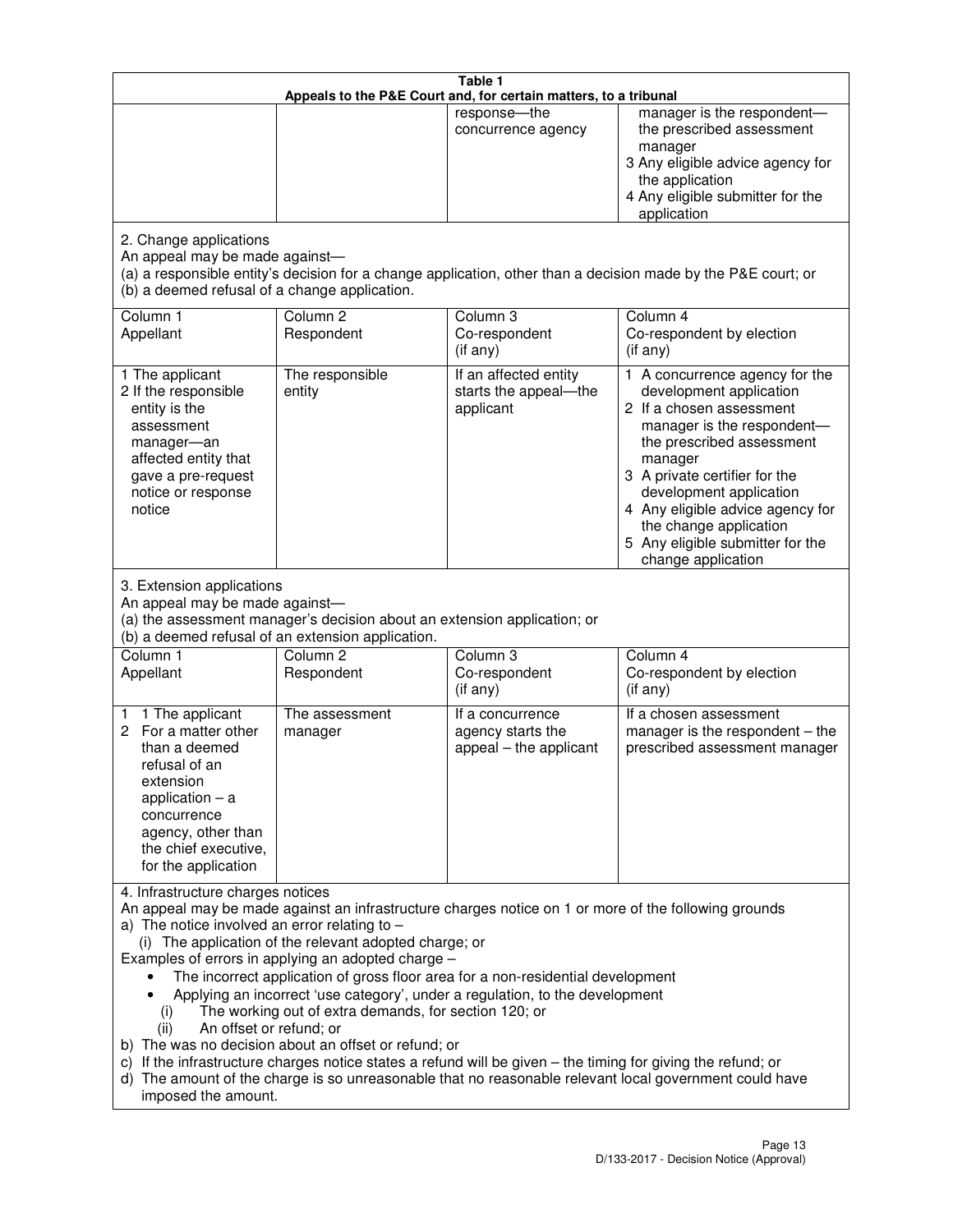**Table 1**
**Appeals to the P&E Court and, for certain matters, to a tribunal**

| | | | |
|---|---|---|---|
| | | response—the concurrence agency | manager is the respondent—the prescribed assessment manager<br>3 Any eligible advice agency for the application<br>4 Any eligible submitter for the application |

2. Change applications
An appeal may be made against—
(a) a responsible entity's decision for a change application, other than a decision made by the P&E court; or
(b) a deemed refusal of a change application.

| Column 1<br>Appellant | Column 2<br>Respondent | Column 3<br>Co-respondent<br>(if any) | Column 4<br>Co-respondent by election<br>(if any) |
|---|---|---|---|
| 1 The applicant<br>2 If the responsible entity is the assessment manager—an affected entity that gave a pre-request notice or response notice | The responsible entity | If an affected entity starts the appeal—the applicant | 1 A concurrence agency for the development application<br>2 If a chosen assessment manager is the respondent—the prescribed assessment manager<br>3 A private certifier for the development application<br>4 Any eligible advice agency for the change application<br>5 Any eligible submitter for the change application |

3. Extension applications
An appeal may be made against—
(a) the assessment manager's decision about an extension application; or
(b) a deemed refusal of an extension application.

| Column 1<br>Appellant | Column 2<br>Respondent | Column 3<br>Co-respondent<br>(if any) | Column 4<br>Co-respondent by election<br>(if any) |
|---|---|---|---|
| 1 1 The applicant<br>2 For a matter other than a deemed refusal of an extension application – a concurrence agency, other than the chief executive, for the application | The assessment manager | If a concurrence agency starts the appeal – the applicant | If a chosen assessment manager is the respondent – the prescribed assessment manager |

4. Infrastructure charges notices
An appeal may be made against an infrastructure charges notice on 1 or more of the following grounds
a) The notice involved an error relating to –
  (i) The application of the relevant adopted charge; or
Examples of errors in applying an adopted charge –
- The incorrect application of gross floor area for a non-residential development
- Applying an incorrect 'use category', under a regulation, to the development
  (i) The working out of extra demands, for section 120; or
  (ii) An offset or refund; or
b) The was no decision about an offset or refund; or
c) If the infrastructure charges notice states a refund will be given – the timing for giving the refund; or
d) The amount of the charge is so unreasonable that no reasonable relevant local government could have imposed the amount.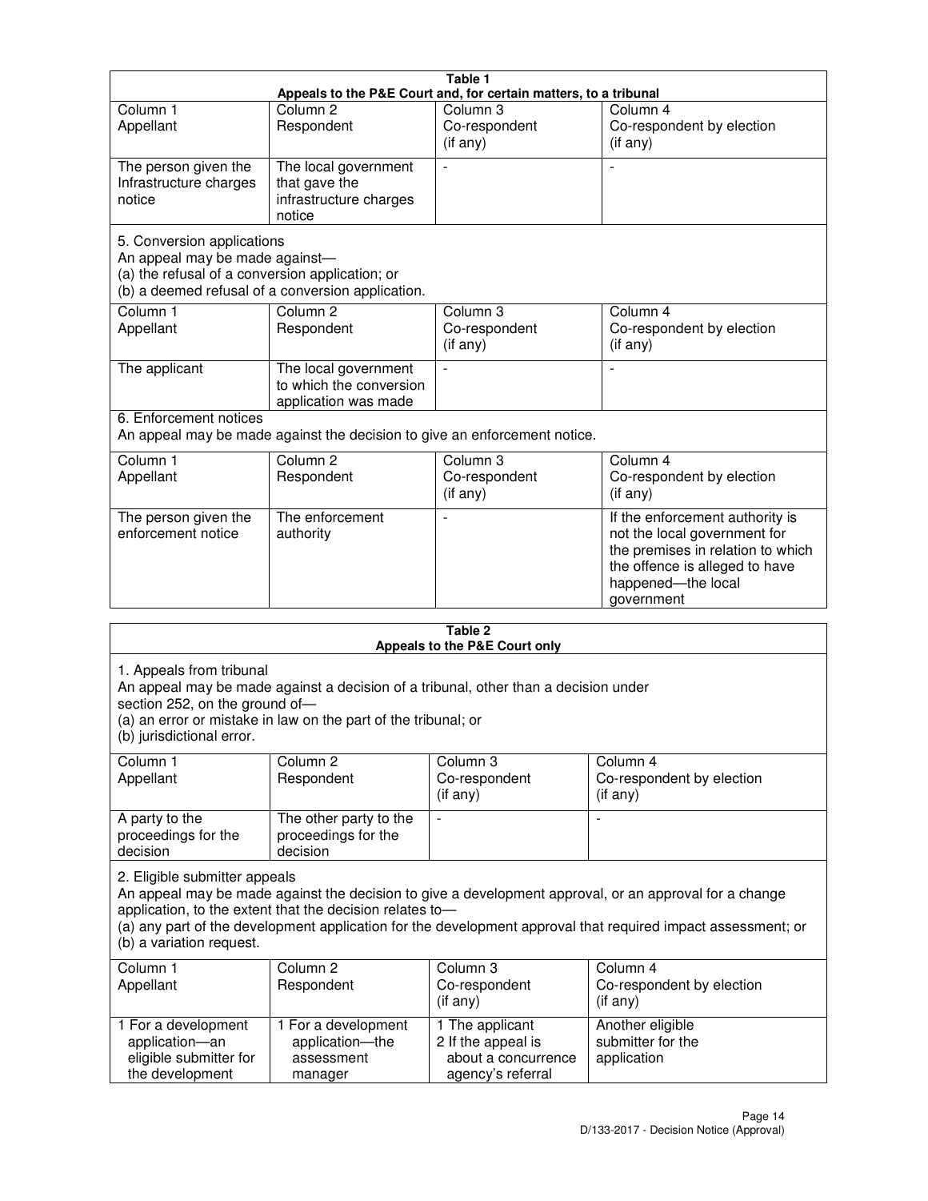**Table 1**
**Appeals to the P&E Court and, for certain matters, to a tribunal**

| Column 1<br>Appellant | Column 2<br>Respondent | Column 3<br>Co-respondent<br>(if any) | Column 4<br>Co-respondent by election<br>(if any) |
|---|---|---|---|
| The person given the Infrastructure charges notice | The local government that gave the infrastructure charges notice | - | - |

5. Conversion applications
An appeal may be made against—
(a) the refusal of a conversion application; or
(b) a deemed refusal of a conversion application.

| Column 1<br>Appellant | Column 2<br>Respondent | Column 3<br>Co-respondent<br>(if any) | Column 4<br>Co-respondent by election<br>(if any) |
|---|---|---|---|
| The applicant | The local government to which the conversion application was made | - | - |

6. Enforcement notices
An appeal may be made against the decision to give an enforcement notice.

| Column 1<br>Appellant | Column 2<br>Respondent | Column 3<br>Co-respondent<br>(if any) | Column 4<br>Co-respondent by election<br>(if any) |
|---|---|---|---|
| The person given the enforcement notice | The enforcement authority | - | If the enforcement authority is not the local government for the premises in relation to which the offence is alleged to have happened—the local government |

**Table 2**
**Appeals to the P&E Court only**

1. Appeals from tribunal
An appeal may be made against a decision of a tribunal, other than a decision under section 252, on the ground of—
(a) an error or mistake in law on the part of the tribunal; or
(b) jurisdictional error.

| Column 1<br>Appellant | Column 2<br>Respondent | Column 3<br>Co-respondent<br>(if any) | Column 4<br>Co-respondent by election<br>(if any) |
|---|---|---|---|
| A party to the proceedings for the decision | The other party to the proceedings for the decision | - | - |

2. Eligible submitter appeals
An appeal may be made against the decision to give a development approval, or an approval for a change application, to the extent that the decision relates to—
(a) any part of the development application for the development approval that required impact assessment; or
(b) a variation request.

| Column 1<br>Appellant | Column 2<br>Respondent | Column 3<br>Co-respondent<br>(if any) | Column 4<br>Co-respondent by election<br>(if any) |
|---|---|---|---|
| 1 For a development application—an eligible submitter for the development | 1 For a development application—the assessment manager | 1 The applicant<br>2 If the appeal is about a concurrence agency's referral | Another eligible submitter for the application |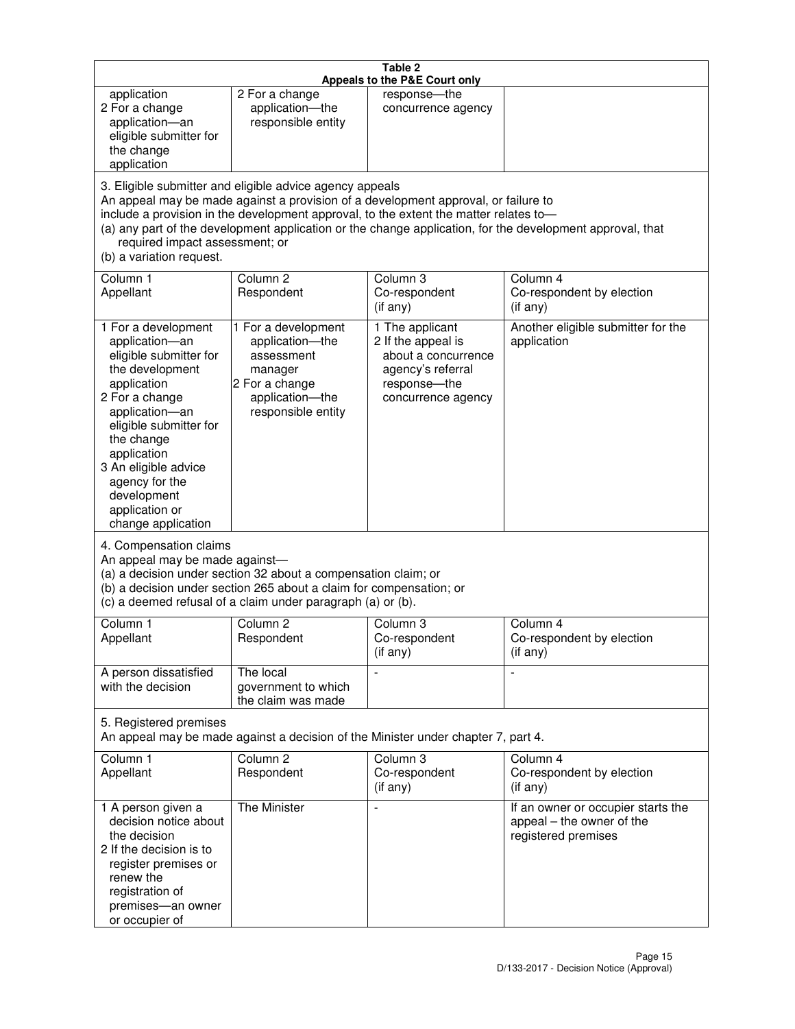**Table 2**
**Appeals to the P&E Court only**

| | | | |
|---|---|---|---|
| application<br>2 For a change application—an eligible submitter for the change application | 2 For a change application—the responsible entity | response—the concurrence agency | |

3. Eligible submitter and eligible advice agency appeals

An appeal may be made against a provision of a development approval, or failure to include a provision in the development approval, to the extent the matter relates to—

(a) any part of the development application or the change application, for the development approval, that required impact assessment; or

(b) a variation request.

| Column 1<br>Appellant | Column 2<br>Respondent | Column 3<br>Co-respondent<br>(if any) | Column 4<br>Co-respondent by election<br>(if any) |
|---|---|---|---|
| 1 For a development application—an eligible submitter for the development application<br>2 For a change application—an eligible submitter for the change application<br>3 An eligible advice agency for the development application or change application | 1 For a development application—the assessment manager<br>2 For a change application—the responsible entity | 1 The applicant<br>2 If the appeal is about a concurrence agency's referral response—the concurrence agency | Another eligible submitter for the application |

4. Compensation claims

An appeal may be made against—

(a) a decision under section 32 about a compensation claim; or

(b) a decision under section 265 about a claim for compensation; or

(c) a deemed refusal of a claim under paragraph (a) or (b).

| Column 1<br>Appellant | Column 2<br>Respondent | Column 3<br>Co-respondent<br>(if any) | Column 4<br>Co-respondent by election<br>(if any) |
|---|---|---|---|
| A person dissatisfied with the decision | The local government to which the claim was made | - | - |

5. Registered premises

An appeal may be made against a decision of the Minister under chapter 7, part 4.

| Column 1<br>Appellant | Column 2<br>Respondent | Column 3<br>Co-respondent<br>(if any) | Column 4<br>Co-respondent by election<br>(if any) |
|---|---|---|---|
| 1 A person given a decision notice about the decision<br>2 If the decision is to register premises or renew the registration of premises—an owner or occupier of | The Minister | - | If an owner or occupier starts the appeal – the owner of the registered premises |

D/133-2017 - Decision Notice (Approval)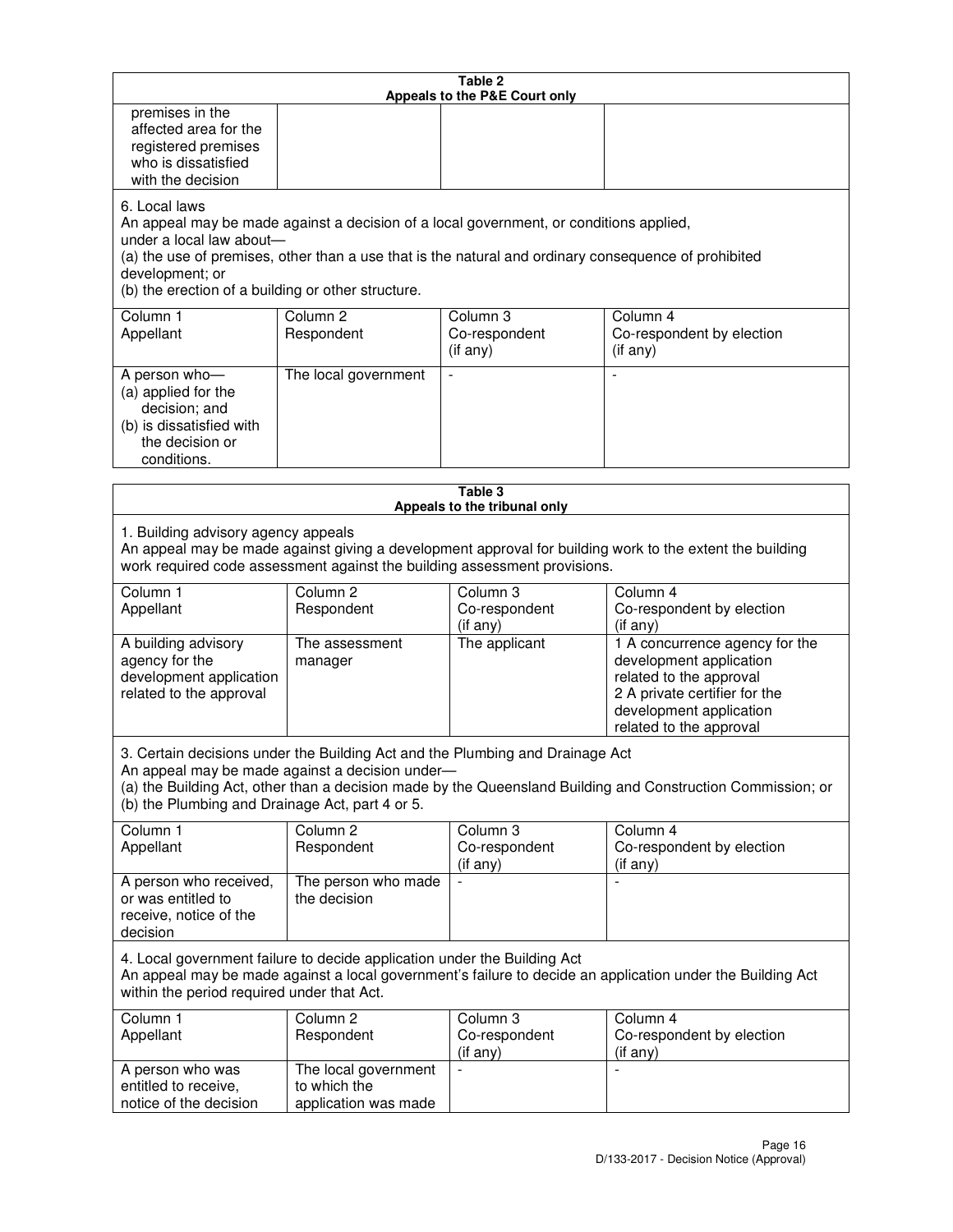| Table 2<br>Appeals to the P&E Court only | | | |
|---|---|---|---|
| premises in the affected area for the registered premises who is dissatisfied with the decision | | | |
| 6. Local laws<br>An appeal may be made against a decision of a local government, or conditions applied, under a local law about—<br>(a) the use of premises, other than a use that is the natural and ordinary consequence of prohibited development; or<br>(b) the erection of a building or other structure. | | | |
| Column 1<br>Appellant | Column 2<br>Respondent | Column 3<br>Co-respondent<br>(if any) | Column 4<br>Co-respondent by election<br>(if any) |
| A person who—<br>(a) applied for the decision; and<br>(b) is dissatisfied with the decision or conditions. | The local government | - | - |

| Table 3<br>Appeals to the tribunal only | | | |
|---|---|---|---|
| 1. Building advisory agency appeals<br>An appeal may be made against giving a development approval for building work to the extent the building work required code assessment against the building assessment provisions. | | | |
| Column 1<br>Appellant | Column 2<br>Respondent | Column 3<br>Co-respondent<br>(if any) | Column 4<br>Co-respondent by election<br>(if any) |
| A building advisory agency for the development application related to the approval | The assessment manager | The applicant | 1 A concurrence agency for the development application related to the approval<br>2 A private certifier for the development application related to the approval |
| 3. Certain decisions under the Building Act and the Plumbing and Drainage Act<br>An appeal may be made against a decision under—<br>(a) the Building Act, other than a decision made by the Queensland Building and Construction Commission; or<br>(b) the Plumbing and Drainage Act, part 4 or 5. | | | |
| Column 1<br>Appellant | Column 2<br>Respondent | Column 3<br>Co-respondent<br>(if any) | Column 4<br>Co-respondent by election<br>(if any) |
| A person who received, or was entitled to receive, notice of the decision | The person who made the decision | - | - |
| 4. Local government failure to decide application under the Building Act<br>An appeal may be made against a local government's failure to decide an application under the Building Act within the period required under that Act. | | | |
| Column 1<br>Appellant | Column 2<br>Respondent | Column 3<br>Co-respondent<br>(if any) | Column 4<br>Co-respondent by election<br>(if any) |
| A person who was entitled to receive, notice of the decision | The local government to which the application was made | - | - |

D/133-2017 - Decision Notice (Approval)